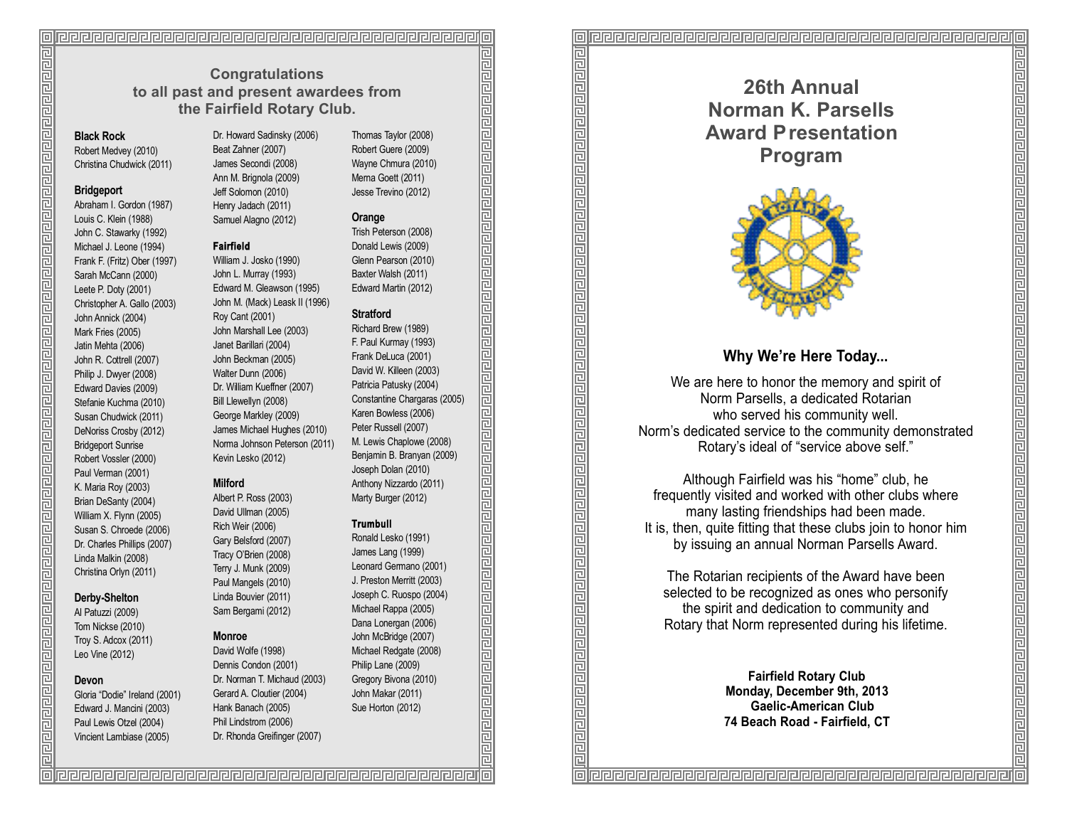## Congratulations to all past and present awardees from the Fairfield Rotary Club.

**Black Rock**
Robert Medvey (2010)
Christina Chudwick (2011)

**Bridgeport**
Abraham I. Gordon (1987)
Louis C. Klein (1988)
John C. Stawarky (1992)
Michael J. Leone (1994)
Frank F. (Fritz) Ober (1997)
Sarah McCann (2000)
Leete P. Doty (2001)
Christopher A. Gallo (2003)
John Annick (2004)
Mark Fries (2005)
Jatin Mehta (2006)
John R. Cottrell (2007)
Philip J. Dwyer (2008)
Edward Davies (2009)
Stefanie Kuchma (2010)
Susan Chudwick (2011)
DeNoriss Crosby (2012)
Bridgeport Sunrise
Robert Vossler (2000)
Paul Verman (2001)
K. Maria Roy (2003)
Brian DeSanty (2004)
William X. Flynn (2005)
Susan S. Chroede (2006)
Dr. Charles Phillips (2007)
Linda Malkin (2008)
Christina Orlyn (2011)

**Derby-Shelton**
Al Patuzzi (2009)
Tom Nickse (2010)
Troy S. Adcox (2011)
Leo Vine (2012)

**Devon**
Gloria "Dodie" Ireland (2001)
Edward J. Mancini (2003)
Paul Lewis Otzel (2004)
Vincient Lambiase (2005)
Dr. Howard Sadinsky (2006)
Beat Zahner (2007)
James Secondi (2008)
Ann M. Brignola (2009)
Jeff Solomon (2010)
Henry Jadach (2011)
Samuel Alagno (2012)

**Fairfield**
William J. Josko (1990)
John L. Murray (1993)
Edward M. Gleawson (1995)
John M. (Mack) Leask II (1996)
Roy Cant (2001)
John Marshall Lee (2003)
Janet Barillari (2004)
John Beckman (2005)
Walter Dunn (2006)
Dr. William Kueffner (2007)
Bill Llewellyn (2008)
George Markley (2009)
James Michael Hughes (2010)
Norma Johnson Peterson (2011)
Kevin Lesko (2012)

**Milford**
Albert P. Ross (2003)
David Ullman (2005)
Rich Weir (2006)
Gary Belsford (2007)
Tracy O'Brien (2008)
Terry J. Munk (2009)
Paul Mangels (2010)
Linda Bouvier (2011)
Sam Bergami (2012)

**Monroe**
David Wolfe (1998)
Dennis Condon (2001)
Dr. Norman T. Michaud (2003)
Gerard A. Cloutier (2004)
Hank Banach (2005)
Phil Lindstrom (2006)
Dr. Rhonda Greifinger (2007)
Thomas Taylor (2008)
Robert Guere (2009)
Wayne Chmura (2010)
Merna Goett (2011)
Jesse Trevino (2012)

**Orange**
Trish Peterson (2008)
Donald Lewis (2009)
Glenn Pearson (2010)
Baxter Walsh (2011)
Edward Martin (2012)

**Stratford**
Richard Brew (1989)
F. Paul Kurmay (1993)
Frank DeLuca (2001)
David W. Killeen (2003)
Patricia Patusky (2004)
Constantine Chargaras (2005)
Karen Bowless (2006)
Peter Russell (2007)
M. Lewis Chaplowe (2008)
Benjamin B. Branyan (2009)
Joseph Dolan (2010)
Anthony Nizzardo (2011)
Marty Burger (2012)

**Trumbull**
Ronald Lesko (1991)
James Lang (1999)
Leonard Germano (2001)
J. Preston Merritt (2003)
Joseph C. Ruospo (2004)
Michael Rappa (2005)
Dana Lonergan (2006)
John McBridge (2007)
Michael Redgate (2008)
Philip Lane (2009)
Gregory Bivona (2010)
John Makar (2011)
Sue Horton (2012)

# 26th Annual Norman K. Parsells Award Presentation Program

### Why We're Here Today...

We are here to honor the memory and spirit of Norm Parsells, a dedicated Rotarian who served his community well. Norm's dedicated service to the community demonstrated Rotary's ideal of "service above self."

Although Fairfield was his "home" club, he frequently visited and worked with other clubs where many lasting friendships had been made. It is, then, quite fitting that these clubs join to honor him by issuing an annual Norman Parsells Award.

The Rotarian recipients of the Award have been selected to be recognized as ones who personify the spirit and dedication to community and Rotary that Norm represented during his lifetime.

**Fairfield Rotary Club**
**Monday, December 9th, 2013**
**Gaelic-American Club**
**74 Beach Road - Fairfield, CT**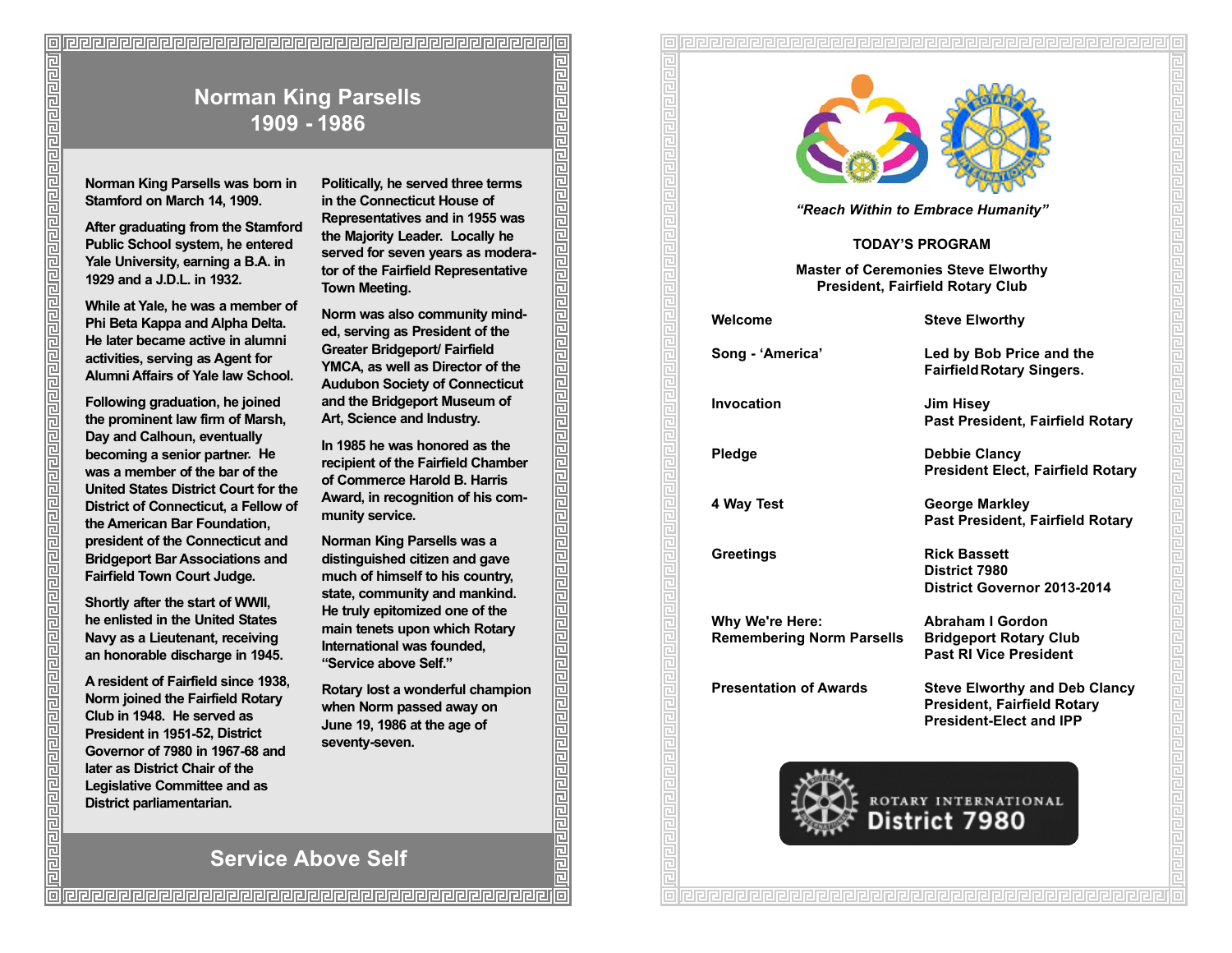# Norman King Parsells
## 1909 - 1986

Norman King Parsells was born in Stamford on March 14, 1909.

After graduating from the Stamford Public School system, he entered Yale University, earning a B.A. in 1929 and a J.D.L. in 1932.

While at Yale, he was a member of Phi Beta Kappa and Alpha Delta. He later became active in alumni activities, serving as Agent for Alumni Affairs of Yale law School.

Following graduation, he joined the prominent law firm of Marsh, Day and Calhoun, eventually becoming a senior partner. He was a member of the bar of the United States District Court for the District of Connecticut, a Fellow of the American Bar Foundation, president of the Connecticut and Bridgeport Bar Associations and Fairfield Town Court Judge.

Shortly after the start of WWII, he enlisted in the United States Navy as a Lieutenant, receiving an honorable discharge in 1945.

A resident of Fairfield since 1938, Norm joined the Fairfield Rotary Club in 1948. He served as President in 1951-52, District Governor of 7980 in 1967-68 and later as District Chair of the Legislative Committee and as District parliamentarian.

Politically, he served three terms in the Connecticut House of Representatives and in 1955 was the Majority Leader. Locally he served for seven years as moderator of the Fairfield Representative Town Meeting.

Norm was also community minded, serving as President of the Greater Bridgeport/ Fairfield YMCA, as well as Director of the Audubon Society of Connecticut and the Bridgeport Museum of Art, Science and Industry.

In 1985 he was honored as the recipient of the Fairfield Chamber of Commerce Harold B. Harris Award, in recognition of his community service.

Norman King Parsells was a distinguished citizen and gave much of himself to his country, state, community and mankind. He truly epitomized one of the main tenets upon which Rotary International was founded, "Service above Self."

Rotary lost a wonderful champion when Norm passed away on June 19, 1986 at the age of seventy-seven.

## Service Above Self

*"Reach Within to Embrace Humanity"*

**TODAY'S PROGRAM**

**Master of Ceremonies Steve Elworthy**
**President, Fairfield Rotary Club**

| | |
|---|---|
| Welcome | Steve Elworthy |
| Song - 'America' | Led by Bob Price and the Fairfield Rotary Singers. |
| Invocation | Jim Hisey<br>Past President, Fairfield Rotary |
| Pledge | Debbie Clancy<br>President Elect, Fairfield Rotary |
| 4 Way Test | George Markley<br>Past President, Fairfield Rotary |
| Greetings | Rick Bassett<br>District 7980<br>District Governor 2013-2014 |
| Why We're Here:<br>Remembering Norm Parsells | Abraham I Gordon<br>Bridgeport Rotary Club<br>Past RI Vice President |
| Presentation of Awards | Steve Elworthy and Deb Clancy<br>President, Fairfield Rotary<br>President-Elect and IPP |

ROTARY INTERNATIONAL
District 7980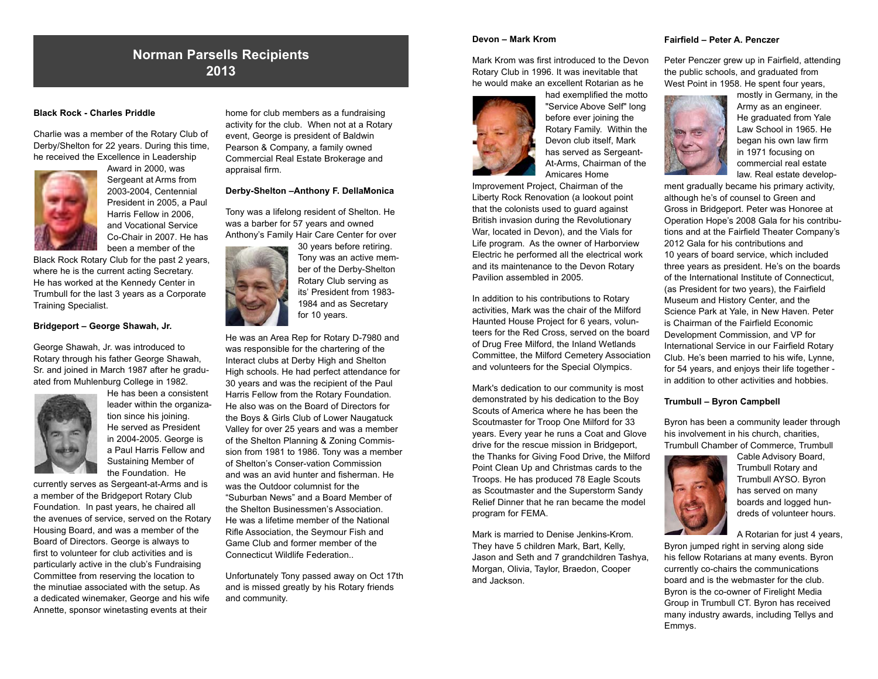## Norman Parsells Recipients 2013

### Black Rock - Charles Priddle

Charlie was a member of the Rotary Club of Derby/Shelton for 22 years. During this time, he received the Excellence in Leadership Award in 2000, was Sergeant at Arms from 2003-2004, Centennial President in 2005, a Paul Harris Fellow in 2006, and Vocational Service Co-Chair in 2007. He has been a member of the Black Rock Rotary Club for the past 2 years, where he is the current acting Secretary. He has worked at the Kennedy Center in Trumbull for the last 3 years as a Corporate Training Specialist.

### Bridgeport – George Shawah, Jr.

George Shawah, Jr. was introduced to Rotary through his father George Shawah, Sr. and joined in March 1987 after he graduated from Muhlenburg College in 1982. He has been a consistent leader within the organization since his joining. He served as President in 2004-2005. George is a Paul Harris Fellow and Sustaining Member of the Foundation. He currently serves as Sergeant-at-Arms and is a member of the Bridgeport Rotary Club Foundation. In past years, he chaired all the avenues of service, served on the Rotary Housing Board, and was a member of the Board of Directors. George is always to first to volunteer for club activities and is particularly active in the club's Fundraising Committee from reserving the location to the minutiae associated with the setup. As a dedicated winemaker, George and his wife Annette, sponsor winetasting events at their home for club members as a fundraising activity for the club. When not at a Rotary event, George is president of Baldwin Pearson & Company, a family owned Commercial Real Estate Brokerage and appraisal firm.

### Derby-Shelton –Anthony F. DellaMonica

Tony was a lifelong resident of Shelton. He was a barber for 57 years and owned Anthony's Family Hair Care Center for over 30 years before retiring. Tony was an active member of the Derby-Shelton Rotary Club serving as its' President from 1983-1984 and as Secretary for 10 years.

He was an Area Rep for Rotary D-7980 and was responsible for the chartering of the Interact clubs at Derby High and Shelton High schools. He had perfect attendance for 30 years and was the recipient of the Paul Harris Fellow from the Rotary Foundation. He also was on the Board of Directors for the Boys & Girls Club of Lower Naugatuck Valley for over 25 years and was a member of the Shelton Planning & Zoning Commission from 1981 to 1986. Tony was a member of Shelton's Conser-vation Commission and was an avid hunter and fisherman. He was the Outdoor columnist for the "Suburban News" and a Board Member of the Shelton Businessmen's Association. He was a lifetime member of the National Rifle Association, the Seymour Fish and Game Club and former member of the Connecticut Wildlife Federation..

Unfortunately Tony passed away on Oct 17th and is missed greatly by his Rotary friends and community.

### Devon – Mark Krom

Mark Krom was first introduced to the Devon Rotary Club in 1996. It was inevitable that he would make an excellent Rotarian as he had exemplified the motto "Service Above Self" long before ever joining the Rotary Family. Within the Devon club itself, Mark has served as Sergeant-At-Arms, Chairman of the Amicares Home Improvement Project, Chairman of the Liberty Rock Renovation (a lookout point that the colonists used to guard against British invasion during the Revolutionary War, located in Devon), and the Vials for Life program. As the owner of Harborview Electric he performed all the electrical work and its maintenance to the Devon Rotary Pavilion assembled in 2005.

In addition to his contributions to Rotary activities, Mark was the chair of the Milford Haunted House Project for 6 years, volunteers for the Red Cross, served on the board of Drug Free Milford, the Inland Wetlands Committee, the Milford Cemetery Association and volunteers for the Special Olympics.

Mark's dedication to our community is most demonstrated by his dedication to the Boy Scouts of America where he has been the Scoutmaster for Troop One Milford for 33 years. Every year he runs a Coat and Glove drive for the rescue mission in Bridgeport, the Thanks for Giving Food Drive, the Milford Point Clean Up and Christmas cards to the Troops. He has produced 78 Eagle Scouts as Scoutmaster and the Superstorm Sandy Relief Dinner that he ran became the model program for FEMA.

Mark is married to Denise Jenkins-Krom. They have 5 children Mark, Bart, Kelly, Jason and Seth and 7 grandchildren Tashya, Morgan, Olivia, Taylor, Braedon, Cooper and Jackson.

### Fairfield – Peter A. Penczer

Peter Penczer grew up in Fairfield, attending the public schools, and graduated from West Point in 1958. He spent four years, mostly in Germany, in the Army as an engineer. He graduated from Yale Law School in 1965. He began his own law firm in 1971 focusing on commercial real estate law. Real estate development gradually became his primary activity, although he's of counsel to Green and Gross in Bridgeport. Peter was Honoree at Operation Hope's 2008 Gala for his contributions and at the Fairfield Theater Company's 2012 Gala for his contributions and 10 years of board service, which included three years as president. He's on the boards of the International Institute of Connecticut, (as President for two years), the Fairfield Museum and History Center, and the Science Park at Yale, in New Haven. Peter is Chairman of the Fairfield Economic Development Commission, and VP for International Service in our Fairfield Rotary Club. He's been married to his wife, Lynne, for 54 years, and enjoys their life together - in addition to other activities and hobbies.

### Trumbull – Byron Campbell

Byron has been a community leader through his involvement in his church, charities, Trumbull Chamber of Commerce, Trumbull Cable Advisory Board, Trumbull Rotary and Trumbull AYSO. Byron has served on many boards and logged hundreds of volunteer hours.

A Rotarian for just 4 years, Byron jumped right in serving along side his fellow Rotarians at many events. Byron currently co-chairs the communications board and is the webmaster for the club. Byron is the co-owner of Firelight Media Group in Trumbull CT. Byron has received many industry awards, including Tellys and Emmys.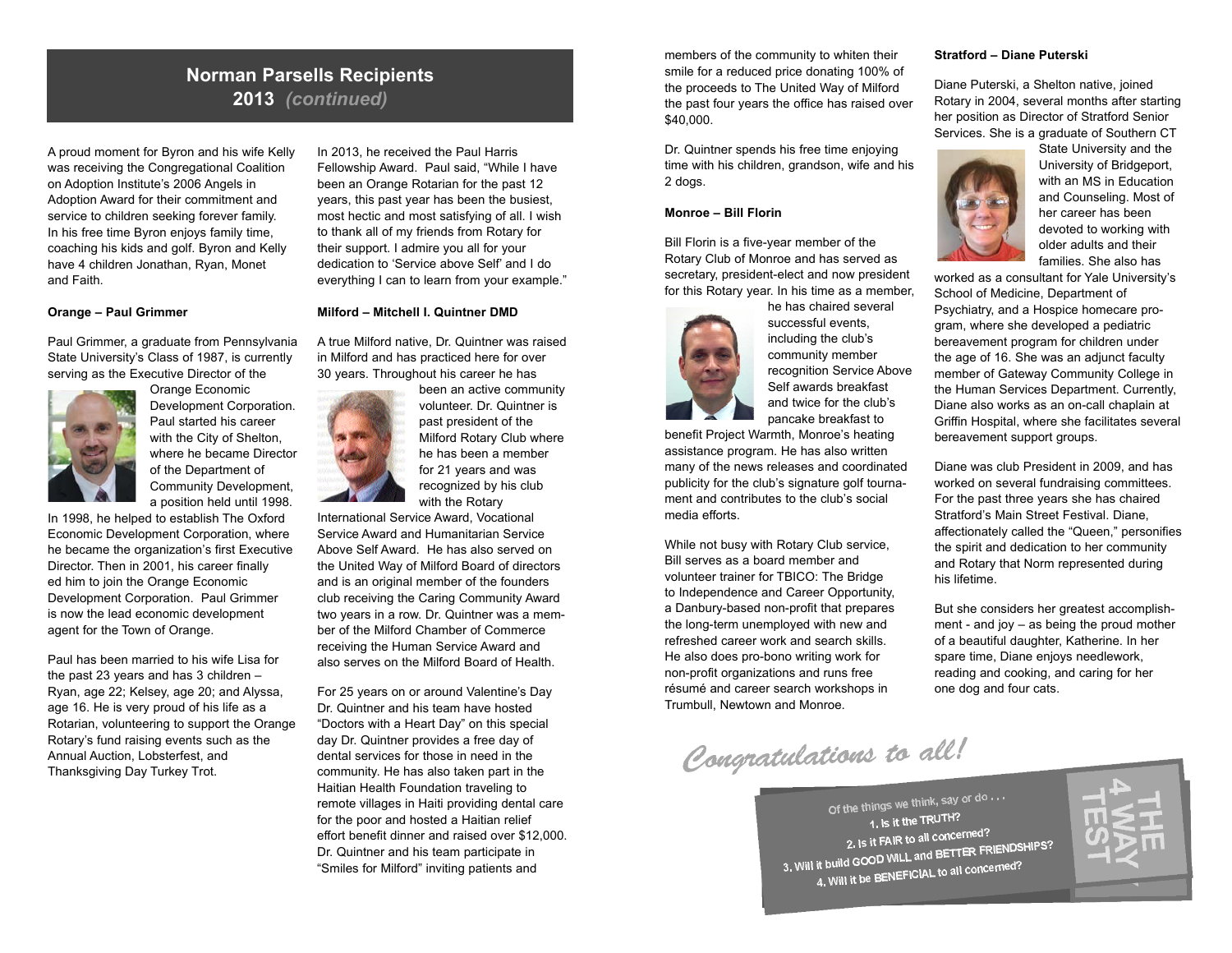## Norman Parsells Recipients 2013 *(continued)*

A proud moment for Byron and his wife Kelly was receiving the Congregational Coalition on Adoption Institute's 2006 Angels in Adoption Award for their commitment and service to children seeking forever family. In his free time Byron enjoys family time, coaching his kids and golf. Byron and Kelly have 4 children Jonathan, Ryan, Monet and Faith.

**Orange – Paul Grimmer**

Paul Grimmer, a graduate from Pennsylvania State University's Class of 1987, is currently serving as the Executive Director of the Orange Economic Development Corporation. Paul started his career with the City of Shelton, where he became Director of the Department of Community Development, a position held until 1998. In 1998, he helped to establish The Oxford Economic Development Corporation, where he became the organization's first Executive Director. Then in 2001, his career finally ed him to join the Orange Economic Development Corporation. Paul Grimmer is now the lead economic development agent for the Town of Orange.

Paul has been married to his wife Lisa for the past 23 years and has 3 children – Ryan, age 22; Kelsey, age 20; and Alyssa, age 16. He is very proud of his life as a Rotarian, volunteering to support the Orange Rotary's fund raising events such as the Annual Auction, Lobsterfest, and Thanksgiving Day Turkey Trot.

In 2013, he received the Paul Harris Fellowship Award. Paul said, "While I have been an Orange Rotarian for the past 12 years, this past year has been the busiest, most hectic and most satisfying of all. I wish to thank all of my friends from Rotary for their support. I admire you all for your dedication to 'Service above Self' and I do everything I can to learn from your example."

**Milford – Mitchell I. Quintner DMD**

A true Milford native, Dr. Quintner was raised in Milford and has practiced here for over 30 years. Throughout his career he has been an active community volunteer. Dr. Quintner is past president of the Milford Rotary Club where he has been a member for 21 years and was recognized by his club with the Rotary International Service Award, Vocational Service Award and Humanitarian Service Above Self Award. He has also served on the United Way of Milford Board of directors and is an original member of the founders club receiving the Caring Community Award two years in a row. Dr. Quintner was a member of the Milford Chamber of Commerce receiving the Human Service Award and also serves on the Milford Board of Health.

For 25 years on or around Valentine's Day Dr. Quintner and his team have hosted "Doctors with a Heart Day" on this special day Dr. Quintner provides a free day of dental services for those in need in the community. He has also taken part in the Haitian Health Foundation traveling to remote villages in Haiti providing dental care for the poor and hosted a Haitian relief effort benefit dinner and raised over $12,000. Dr. Quintner and his team participate in "Smiles for Milford" inviting patients and members of the community to whiten their smile for a reduced price donating 100% of the proceeds to The United Way of Milford the past four years the office has raised over $40,000.

Dr. Quintner spends his free time enjoying time with his children, grandson, wife and his 2 dogs.

**Monroe – Bill Florin**

Bill Florin is a five-year member of the Rotary Club of Monroe and has served as secretary, president-elect and now president for this Rotary year. In his time as a member, he has chaired several successful events, including the club's community member recognition Service Above Self awards breakfast and twice for the club's pancake breakfast to benefit Project Warmth, Monroe's heating assistance program. He has also written many of the news releases and coordinated publicity for the club's signature golf tournament and contributes to the club's social media efforts.

While not busy with Rotary Club service, Bill serves as a board member and volunteer trainer for TBICO: The Bridge to Independence and Career Opportunity, a Danbury-based non-profit that prepares the long-term unemployed with new and refreshed career work and search skills. He also does pro-bono writing work for non-profit organizations and runs free résumé and career search workshops in Trumbull, Newtown and Monroe.

**Stratford – Diane Puterski**

Diane Puterski, a Shelton native, joined Rotary in 2004, several months after starting her position as Director of Stratford Senior Services. She is a graduate of Southern CT State University and the University of Bridgeport, with an MS in Education and Counseling. Most of her career has been devoted to working with older adults and their families. She also has worked as a consultant for Yale University's School of Medicine, Department of Psychiatry, and a Hospice homecare program, where she developed a pediatric bereavement program for children under the age of 16. She was an adjunct faculty member of Gateway Community College in the Human Services Department. Currently, Diane also works as an on-call chaplain at Griffin Hospital, where she facilitates several bereavement support groups.

Diane was club President in 2009, and has worked on several fundraising committees. For the past three years she has chaired Stratford's Main Street Festival. Diane, affectionately called the "Queen," personifies the spirit and dedication to her community and Rotary that Norm represented during his lifetime.

But she considers her greatest accomplishment - and joy – as being the proud mother of a beautiful daughter, Katherine. In her spare time, Diane enjoys needlework, reading and cooking, and caring for her one dog and four cats.

*Congratulations to all!*

**THE 4 WAY TEST**

Of the things we think, say or do . . .

1. Is it the TRUTH?
2. Is it FAIR to all concerned?
3. Will it build GOOD WILL and BETTER FRIENDSHIPS?
4. Will it be BENEFICIAL to all concerned?